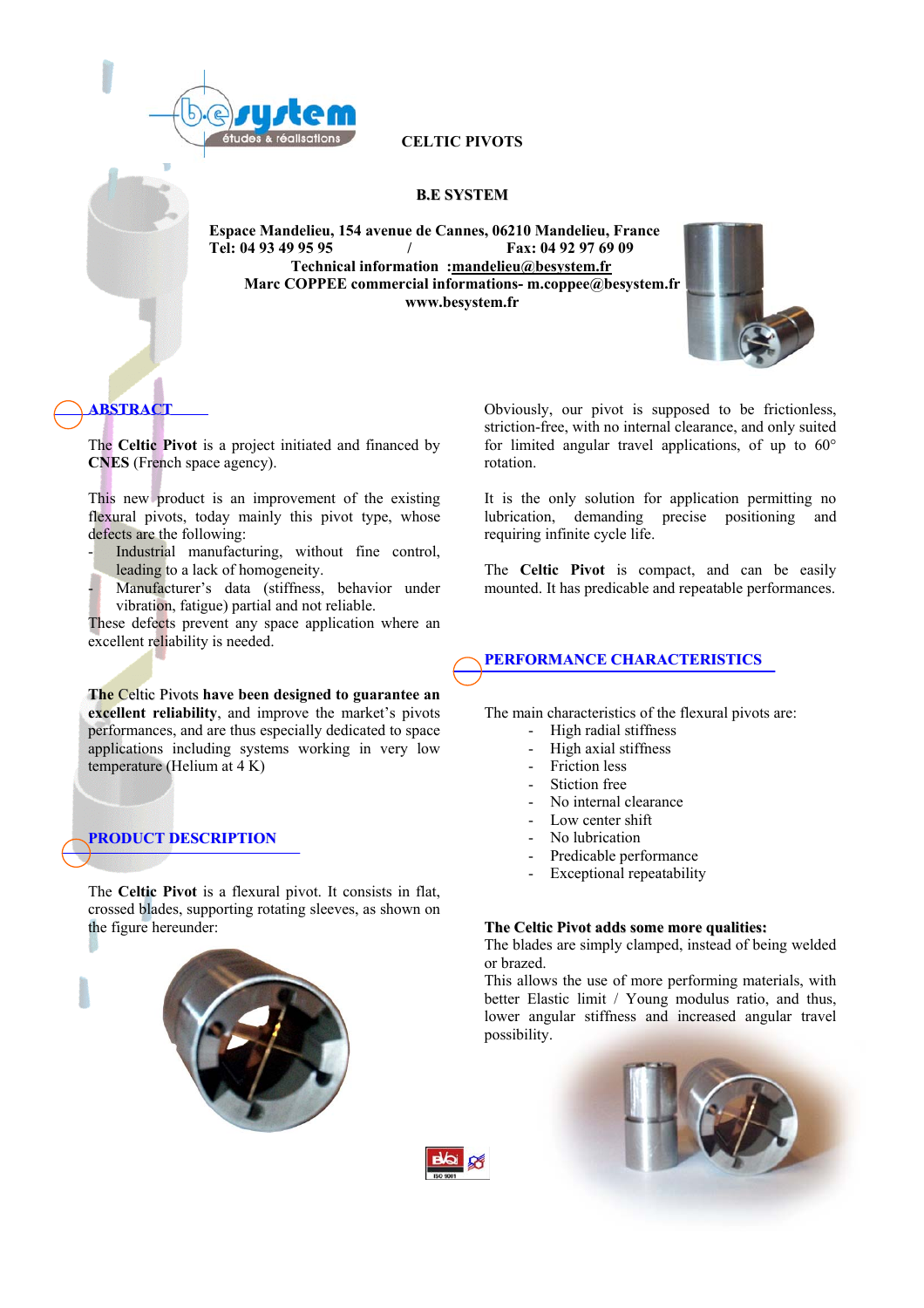# CELTIC PIVOTS

**B.E SYSTEM**

**Espace Mandelieu, 154 avenue de Cannes, 06210 Mandelieu, France**
**Tel: 04 93 49 95 95 / Fax: 04 92 97 69 09**
**Technical information :mandelieu@besystem.fr**
**Marc COPPEE commercial informations- m.coppee@besystem.fr**
**www.besystem.fr**

## ABSTRACT

The **Celtic Pivot** is a project initiated and financed by **CNES** (French space agency).

This new product is an improvement of the existing flexural pivots, today mainly this pivot type, whose defects are the following:

- Industrial manufacturing, without fine control, leading to a lack of homogeneity.
- Manufacturer's data (stiffness, behavior under vibration, fatigue) partial and not reliable.

These defects prevent any space application where an excellent reliability is needed.

**The** Celtic Pivots **have been designed to guarantee an excellent reliability**, and improve the market's pivots performances, and are thus especially dedicated to space applications including systems working in very low temperature (Helium at 4 K)

## PRODUCT DESCRIPTION

The **Celtic Pivot** is a flexural pivot. It consists in flat, crossed blades, supporting rotating sleeves, as shown on the figure hereunder:

Obviously, our pivot is supposed to be frictionless, striction-free, with no internal clearance, and only suited for limited angular travel applications, of up to 60° rotation.

It is the only solution for application permitting no lubrication, demanding precise positioning and requiring infinite cycle life.

The **Celtic Pivot** is compact, and can be easily mounted. It has predicable and repeatable performances.

## PERFORMANCE CHARACTERISTICS

The main characteristics of the flexural pivots are:

- High radial stiffness
- High axial stiffness
- Friction less
- Stiction free
- No internal clearance
- Low center shift
- No lubrication
- Predicable performance
- Exceptional repeatability

**The Celtic Pivot adds some more qualities:**
The blades are simply clamped, instead of being welded or brazed.
This allows the use of more performing materials, with better Elastic limit / Young modulus ratio, and thus, lower angular stiffness and increased angular travel possibility.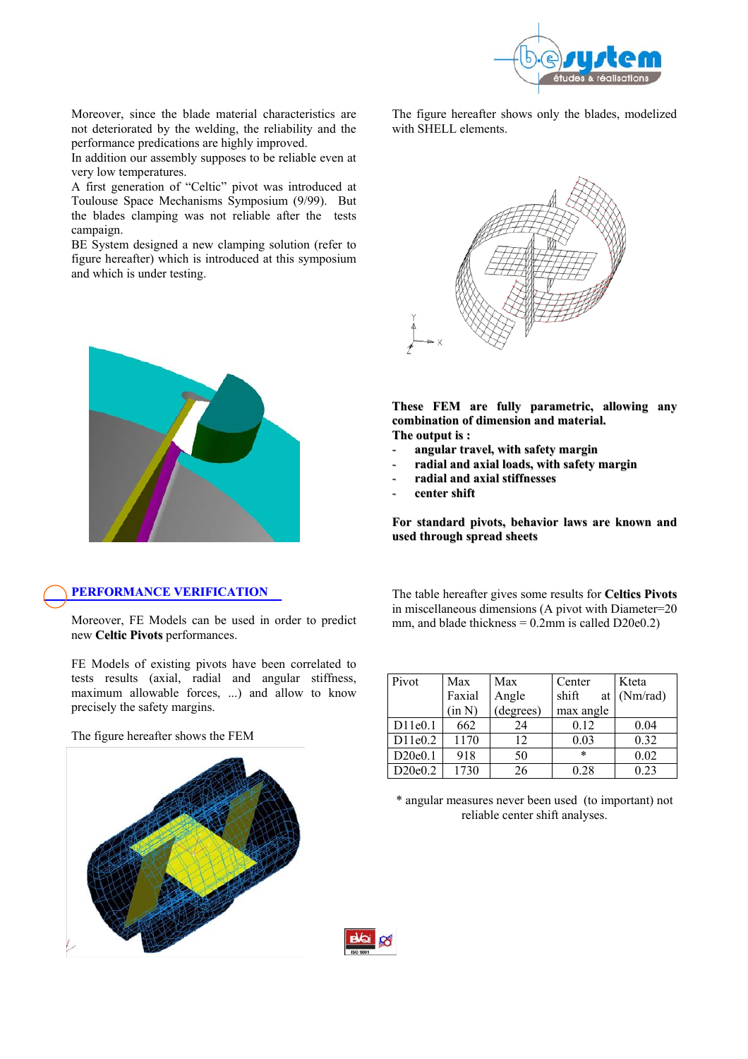Moreover, since the blade material characteristics are not deteriorated by the welding, the reliability and the performance predications are highly improved.
In addition our assembly supposes to be reliable even at very low temperatures.
A first generation of "Celtic" pivot was introduced at Toulouse Space Mechanisms Symposium (9/99). But the blades clamping was not reliable after the tests campaign.
BE System designed a new clamping solution (refer to figure hereafter) which is introduced at this symposium and which is under testing.

## PERFORMANCE VERIFICATION

Moreover, FE Models can be used in order to predict new **Celtic Pivots** performances.

FE Models of existing pivots have been correlated to tests results (axial, radial and angular stiffness, maximum allowable forces, ...) and allow to know precisely the safety margins.

The figure hereafter shows the FEM

The figure hereafter shows only the blades, modelized with SHELL elements.

**These FEM are fully parametric, allowing any combination of dimension and material.**
**The output is :**

- **angular travel, with safety margin**
- **radial and axial loads, with safety margin**
- **radial and axial stiffnesses**
- **center shift**

**For standard pivots, behavior laws are known and used through spread sheets**

The table hereafter gives some results for **Celtics Pivots** in miscellaneous dimensions (A pivot with Diameter=20 mm, and blade thickness = 0.2mm is called D20e0.2)

| Pivot | Max Faxial (in N) | Max Angle (degrees) | Center shift at max angle | Kteta (Nm/rad) |
|---|---|---|---|---|
| D11e0.1 | 662 | 24 | 0.12 | 0.04 |
| D11e0.2 | 1170 | 12 | 0.03 | 0.32 |
| D20e0.1 | 918 | 50 | * | 0.02 |
| D20e0.2 | 1730 | 26 | 0.28 | 0.23 |

* angular measures never been used (to important) not reliable center shift analyses.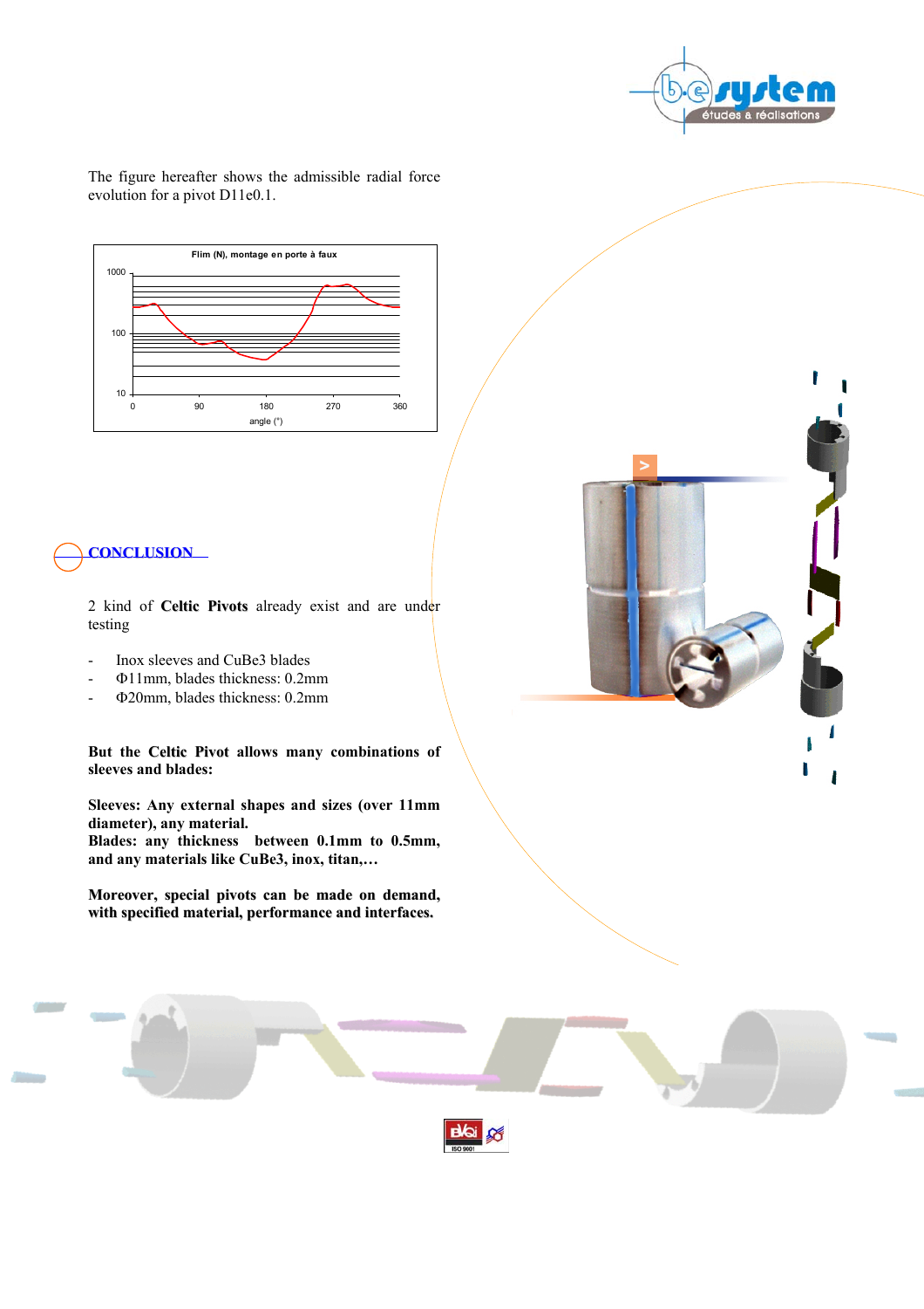The figure hereafter shows the admissible radial force evolution for a pivot D11e0.1.

Flim (N), montage en porte à faux

1000

100

10

0 90 180 270 360

angle (°)

## CONCLUSION

2 kind of **Celtic Pivots** already exist and are under testing

- Inox sleeves and CuBe3 blades
- Φ11mm, blades thickness: 0.2mm
- Φ20mm, blades thickness: 0.2mm

**But the Celtic Pivot allows many combinations of sleeves and blades:**

**Sleeves: Any external shapes and sizes (over 11mm diameter), any material.**
**Blades: any thickness between 0.1mm to 0.5mm, and any materials like CuBe3, inox, titan,…**

**Moreover, special pivots can be made on demand, with specified material, performance and interfaces.**